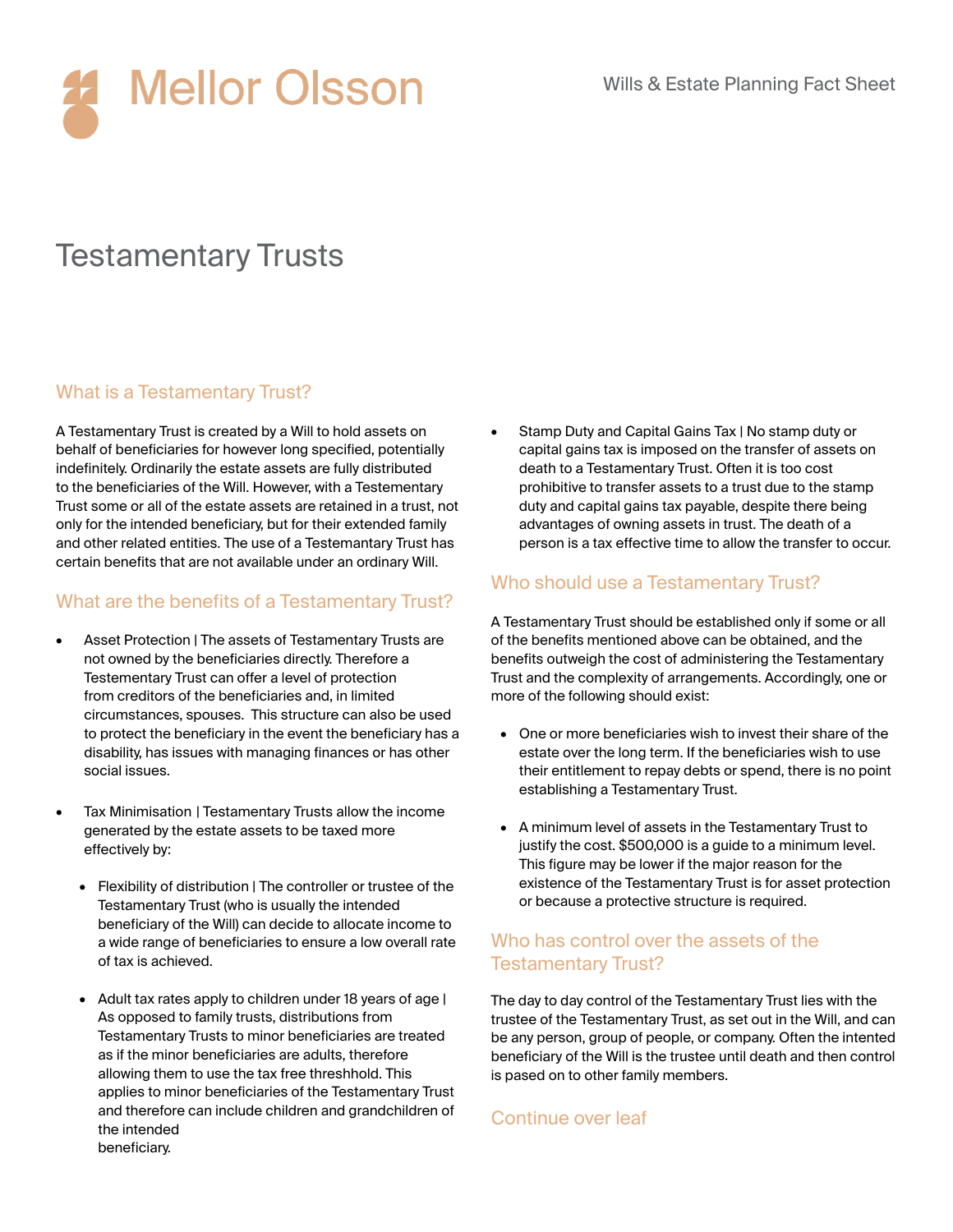# Mellor Olsson

Wills & Estate Planning Fact Sheet

# Testamentary Trusts

## What is a Testamentary Trust?

A Testamentary Trust is created by a Will to hold assets on behalf of beneficiaries for however long specified, potentially indefinitely. Ordinarily the estate assets are fully distributed to the beneficiaries of the Will. However, with a Testementary Trust some or all of the estate assets are retained in a trust, not only for the intended beneficiary, but for their extended family and other related entities. The use of a Testemantary Trust has certain benefits that are not available under an ordinary Will.

## What are the benefits of a Testamentary Trust?

- Asset Protection | The assets of Testamentary Trusts are not owned by the beneficiaries directly. Therefore a Testementary Trust can offer a level of protection from creditors of the beneficiaries and, in limited circumstances, spouses. This structure can also be used to protect the beneficiary in the event the beneficiary has a disability, has issues with managing finances or has other social issues.

- Tax Minimisation | Testamentary Trusts allow the income generated by the estate assets to be taxed more effectively by:

  - Flexibility of distribution | The controller or trustee of the Testamentary Trust (who is usually the intended beneficiary of the Will) can decide to allocate income to a wide range of beneficiaries to ensure a low overall rate of tax is achieved.

  - Adult tax rates apply to children under 18 years of age | As opposed to family trusts, distributions from Testamentary Trusts to minor beneficiaries are treated as if the minor beneficiaries are adults, therefore allowing them to use the tax free threshhold. This applies to minor beneficiaries of the Testamentary Trust and therefore can include children and grandchildren of the intended beneficiary.

- Stamp Duty and Capital Gains Tax | No stamp duty or capital gains tax is imposed on the transfer of assets on death to a Testamentary Trust. Often it is too cost prohibitive to transfer assets to a trust due to the stamp duty and capital gains tax payable, despite there being advantages of owning assets in trust. The death of a person is a tax effective time to allow the transfer to occur.

## Who should use a Testamentary Trust?

A Testamentary Trust should be established only if some or all of the benefits mentioned above can be obtained, and the benefits outweigh the cost of administering the Testamentary Trust and the complexity of arrangements. Accordingly, one or more of the following should exist:

- One or more beneficiaries wish to invest their share of the estate over the long term. If the beneficiaries wish to use their entitlement to repay debts or spend, there is no point establishing a Testamentary Trust.

- A minimum level of assets in the Testamentary Trust to justify the cost. $500,000 is a guide to a minimum level. This figure may be lower if the major reason for the existence of the Testamentary Trust is for asset protection or because a protective structure is required.

## Who has control over the assets of the Testamentary Trust?

The day to day control of the Testamentary Trust lies with the trustee of the Testamentary Trust, as set out in the Will, and can be any person, group of people, or company. Often the intented beneficiary of the Will is the trustee until death and then control is pased on to other family members.

Continue over leaf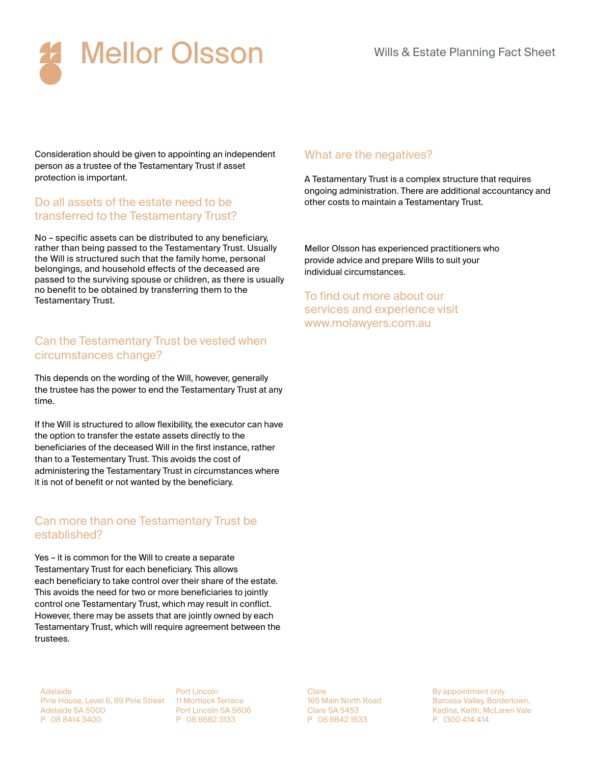Consideration should be given to appointing an independent person as a trustee of the Testamentary Trust if asset protection is important.

## Do all assets of the estate need to be transferred to the Testamentary Trust?

No – specific assets can be distributed to any beneficiary, rather than being passed to the Testamentary Trust. Usually the Will is structured such that the family home, personal belongings, and household effects of the deceased are passed to the surviving spouse or children, as there is usually no benefit to be obtained by transferring them to the Testamentary Trust.

## Can the Testamentary Trust be vested when circumstances change?

This depends on the wording of the Will, however, generally the trustee has the power to end the Testamentary Trust at any time.

If the Will is structured to allow flexibility, the executor can have the option to transfer the estate assets directly to the beneficiaries of the deceased Will in the first instance, rather than to a Testementary Trust. This avoids the cost of administering the Testamentary Trust in circumstances where it is not of benefit or not wanted by the beneficiary.

## Can more than one Testamentary Trust be established?

Yes – it is common for the Will to create a separate Testamentary Trust for each beneficiary. This allows each beneficiary to take control over their share of the estate. This avoids the need for two or more beneficiaries to jointly control one Testamentary Trust, which may result in conflict. However, there may be assets that are jointly owned by each Testamentary Trust, which will require agreement between the trustees.

## What are the negatives?

A Testamentary Trust is a complex structure that requires ongoing administration. There are additional accountancy and other costs to maintain a Testamentary Trust.

Mellor Olsson has experienced practitioners who provide advice and prepare Wills to suit your individual circumstances.

## To find out more about our services and experience visit www.molawyers.com.au

Adelaide
Pirie House, Level 6, 89 Pirie Street
Adelaide SA 5000
P 08 8414 3400

Port Lincoln
11 Mortlock Terrace
Port Lincoln SA 5606
P 08 8682 3133

Clare
165 Main North Road
Clare SA 5453
P 08 8842 1833

By appointment only
Barossa Valley, Bordertown, Kadina, Keith, McLaren Vale
P 1300 414 414